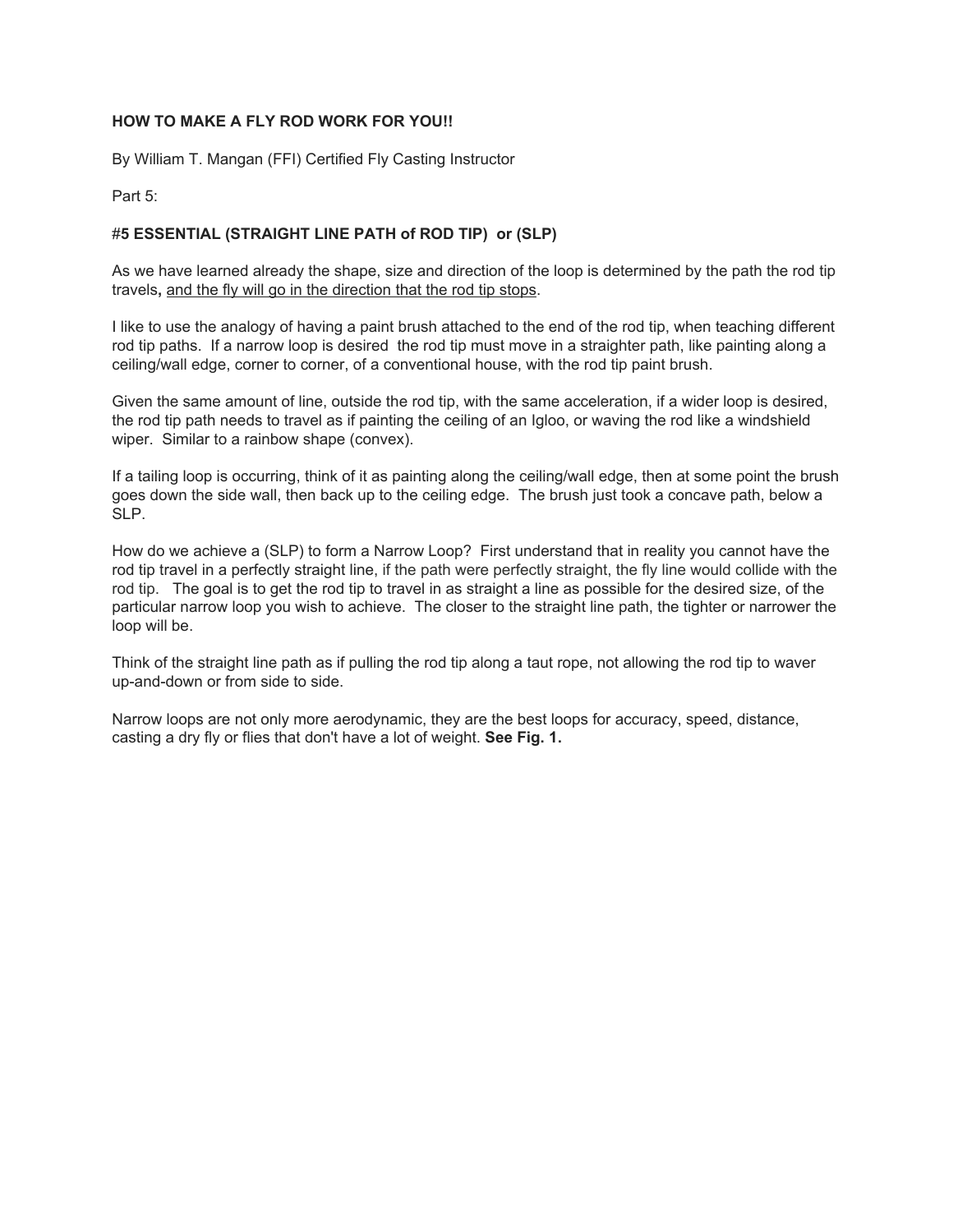# HOW TO MAKE A FLY ROD WORK FOR YOU!!

By William T. Mangan (FFI) Certified Fly Casting Instructor

Part 5:

## #5 ESSENTIAL (STRAIGHT LINE PATH of ROD TIP) or (SLP)

As we have learned already the shape, size and direction of the loop is determined by the path the rod tip travels**,** <u>and the fly will go in the direction that the rod tip stops</u>.

I like to use the analogy of having a paint brush attached to the end of the rod tip, when teaching different rod tip paths. If a narrow loop is desired the rod tip must move in a straighter path, like painting along a ceiling/wall edge, corner to corner, of a conventional house, with the rod tip paint brush.

Given the same amount of line, outside the rod tip, with the same acceleration, if a wider loop is desired, the rod tip path needs to travel as if painting the ceiling of an Igloo, or waving the rod like a windshield wiper. Similar to a rainbow shape (convex).

If a tailing loop is occurring, think of it as painting along the ceiling/wall edge, then at some point the brush goes down the side wall, then back up to the ceiling edge. The brush just took a concave path, below a SLP.

How do we achieve a (SLP) to form a Narrow Loop? First understand that in reality you cannot have the rod tip travel in a perfectly straight line, if the path were perfectly straight, the fly line would collide with the rod tip. The goal is to get the rod tip to travel in as straight a line as possible for the desired size, of the particular narrow loop you wish to achieve. The closer to the straight line path, the tighter or narrower the loop will be.

Think of the straight line path as if pulling the rod tip along a taut rope, not allowing the rod tip to waver up-and-down or from side to side.

Narrow loops are not only more aerodynamic, they are the best loops for accuracy, speed, distance, casting a dry fly or flies that don't have a lot of weight. **See Fig. 1.**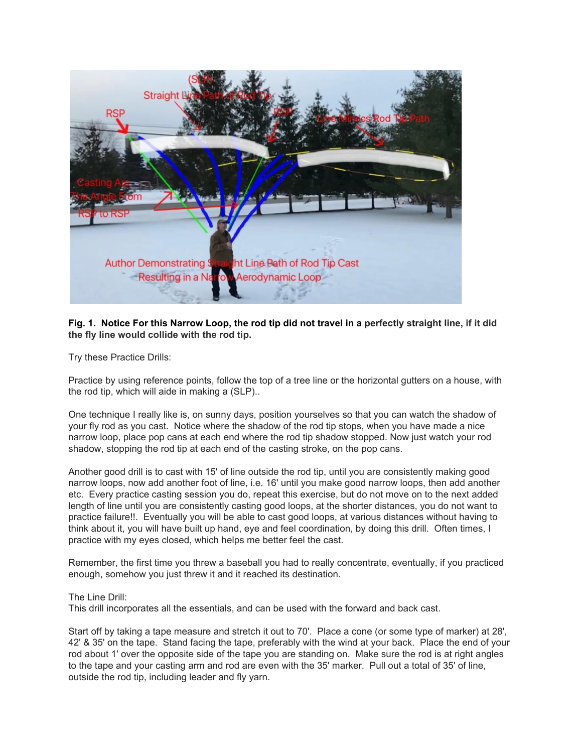**Fig. 1. Notice For this Narrow Loop, the rod tip did not travel in a perfectly straight line, if it did the fly line would collide with the rod tip.**

Try these Practice Drills:

Practice by using reference points, follow the top of a tree line or the horizontal gutters on a house, with the rod tip, which will aide in making a (SLP)..

One technique I really like is, on sunny days, position yourselves so that you can watch the shadow of your fly rod as you cast. Notice where the shadow of the rod tip stops, when you have made a nice narrow loop, place pop cans at each end where the rod tip shadow stopped. Now just watch your rod shadow, stopping the rod tip at each end of the casting stroke, on the pop cans.

Another good drill is to cast with 15' of line outside the rod tip, until you are consistently making good narrow loops, now add another foot of line, i.e. 16' until you make good narrow loops, then add another etc. Every practice casting session you do, repeat this exercise, but do not move on to the next added length of line until you are consistently casting good loops, at the shorter distances, you do not want to practice failure!!. Eventually you will be able to cast good loops, at various distances without having to think about it, you will have built up hand, eye and feel coordination, by doing this drill. Often times, I practice with my eyes closed, which helps me better feel the cast.

Remember, the first time you threw a baseball you had to really concentrate, eventually, if you practiced enough, somehow you just threw it and it reached its destination.

The Line Drill:
This drill incorporates all the essentials, and can be used with the forward and back cast.

Start off by taking a tape measure and stretch it out to 70'. Place a cone (or some type of marker) at 28', 42' & 35' on the tape. Stand facing the tape, preferably with the wind at your back. Place the end of your rod about 1' over the opposite side of the tape you are standing on. Make sure the rod is at right angles to the tape and your casting arm and rod are even with the 35' marker. Pull out a total of 35' of line, outside the rod tip, including leader and fly yarn.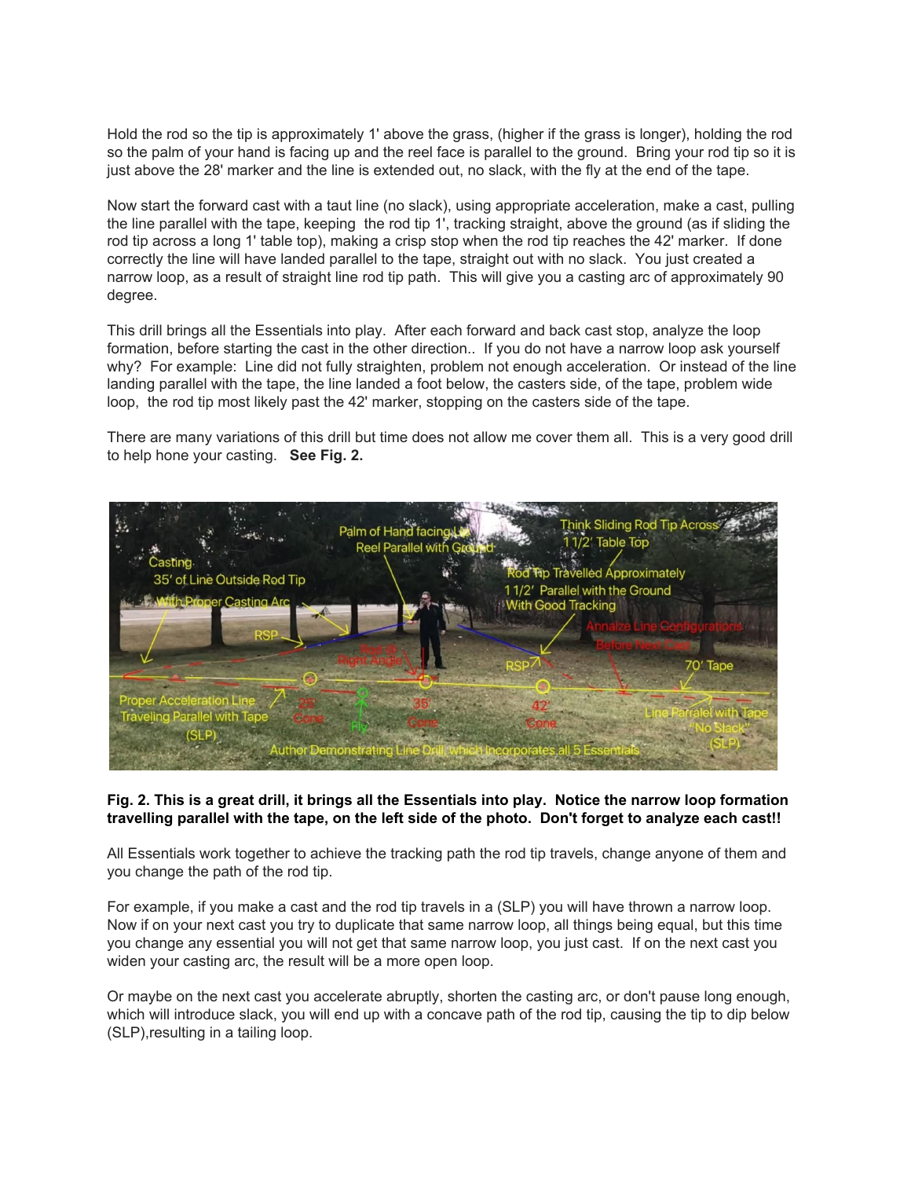Hold the rod so the tip is approximately 1' above the grass, (higher if the grass is longer), holding the rod so the palm of your hand is facing up and the reel face is parallel to the ground. Bring your rod tip so it is just above the 28' marker and the line is extended out, no slack, with the fly at the end of the tape.

Now start the forward cast with a taut line (no slack), using appropriate acceleration, make a cast, pulling the line parallel with the tape, keeping the rod tip 1', tracking straight, above the ground (as if sliding the rod tip across a long 1' table top), making a crisp stop when the rod tip reaches the 42' marker. If done correctly the line will have landed parallel to the tape, straight out with no slack. You just created a narrow loop, as a result of straight line rod tip path. This will give you a casting arc of approximately 90 degree.

This drill brings all the Essentials into play. After each forward and back cast stop, analyze the loop formation, before starting the cast in the other direction.. If you do not have a narrow loop ask yourself why? For example: Line did not fully straighten, problem not enough acceleration. Or instead of the line landing parallel with the tape, the line landed a foot below, the casters side, of the tape, problem wide loop, the rod tip most likely past the 42' marker, stopping on the casters side of the tape.

There are many variations of this drill but time does not allow me cover them all. This is a very good drill to help hone your casting. **See Fig. 2.**

**Fig. 2. This is a great drill, it brings all the Essentials into play. Notice the narrow loop formation travelling parallel with the tape, on the left side of the photo. Don't forget to analyze each cast!!**

All Essentials work together to achieve the tracking path the rod tip travels, change anyone of them and you change the path of the rod tip.

For example, if you make a cast and the rod tip travels in a (SLP) you will have thrown a narrow loop. Now if on your next cast you try to duplicate that same narrow loop, all things being equal, but this time you change any essential you will not get that same narrow loop, you just cast. If on the next cast you widen your casting arc, the result will be a more open loop.

Or maybe on the next cast you accelerate abruptly, shorten the casting arc, or don't pause long enough, which will introduce slack, you will end up with a concave path of the rod tip, causing the tip to dip below (SLP),resulting in a tailing loop.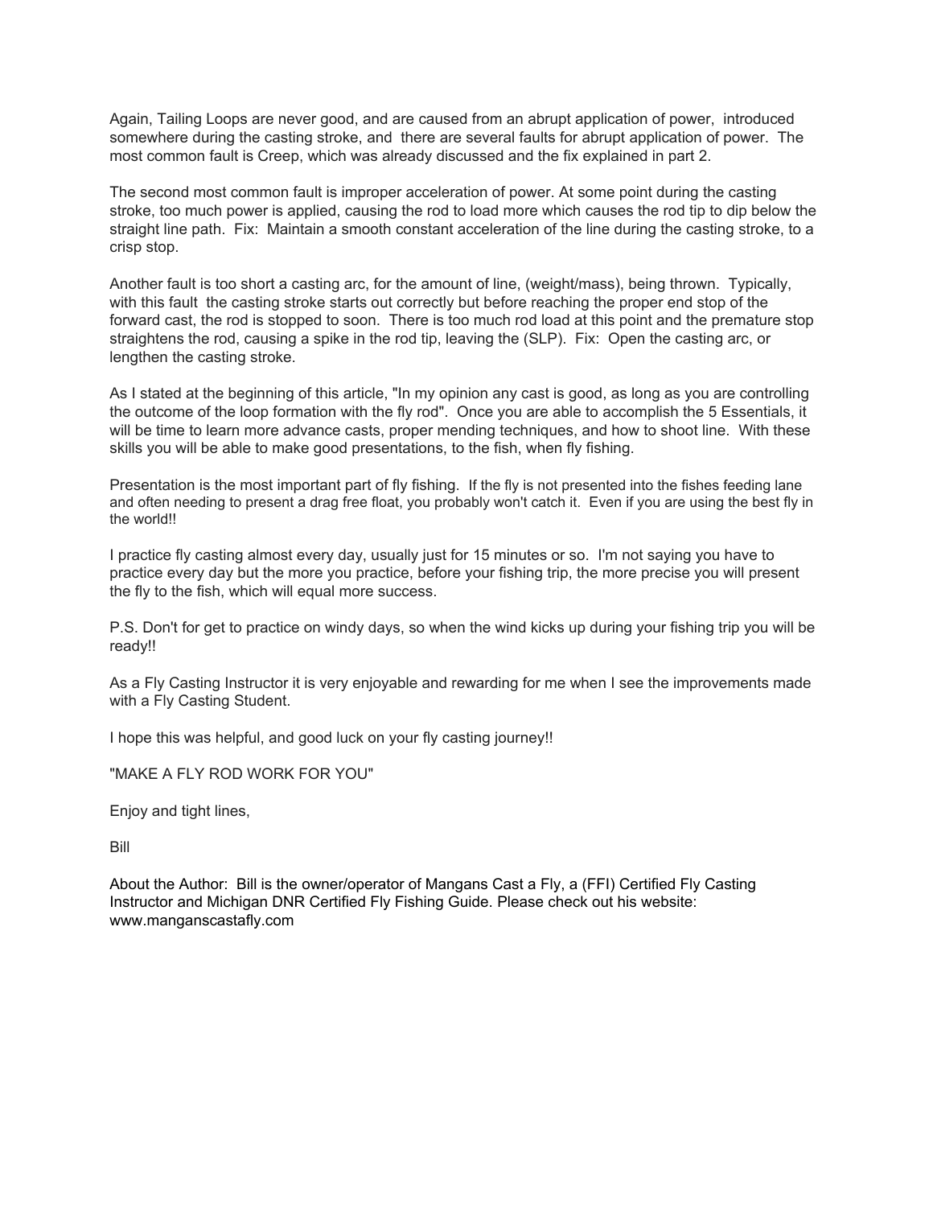Again, Tailing Loops are never good, and are caused from an abrupt application of power, introduced somewhere during the casting stroke, and there are several faults for abrupt application of power. The most common fault is Creep, which was already discussed and the fix explained in part 2.

The second most common fault is improper acceleration of power. At some point during the casting stroke, too much power is applied, causing the rod to load more which causes the rod tip to dip below the straight line path. Fix: Maintain a smooth constant acceleration of the line during the casting stroke, to a crisp stop.

Another fault is too short a casting arc, for the amount of line, (weight/mass), being thrown. Typically, with this fault the casting stroke starts out correctly but before reaching the proper end stop of the forward cast, the rod is stopped to soon. There is too much rod load at this point and the premature stop straightens the rod, causing a spike in the rod tip, leaving the (SLP). Fix: Open the casting arc, or lengthen the casting stroke.

As I stated at the beginning of this article, "In my opinion any cast is good, as long as you are controlling the outcome of the loop formation with the fly rod". Once you are able to accomplish the 5 Essentials, it will be time to learn more advance casts, proper mending techniques, and how to shoot line. With these skills you will be able to make good presentations, to the fish, when fly fishing.

Presentation is the most important part of fly fishing. If the fly is not presented into the fishes feeding lane and often needing to present a drag free float, you probably won't catch it. Even if you are using the best fly in the world!!

I practice fly casting almost every day, usually just for 15 minutes or so. I'm not saying you have to practice every day but the more you practice, before your fishing trip, the more precise you will present the fly to the fish, which will equal more success.

P.S. Don't for get to practice on windy days, so when the wind kicks up during your fishing trip you will be ready!!

As a Fly Casting Instructor it is very enjoyable and rewarding for me when I see the improvements made with a Fly Casting Student.

I hope this was helpful, and good luck on your fly casting journey!!

"MAKE A FLY ROD WORK FOR YOU"

Enjoy and tight lines,

Bill

About the Author: Bill is the owner/operator of Mangans Cast a Fly, a (FFI) Certified Fly Casting Instructor and Michigan DNR Certified Fly Fishing Guide. Please check out his website: www.manganscastafly.com